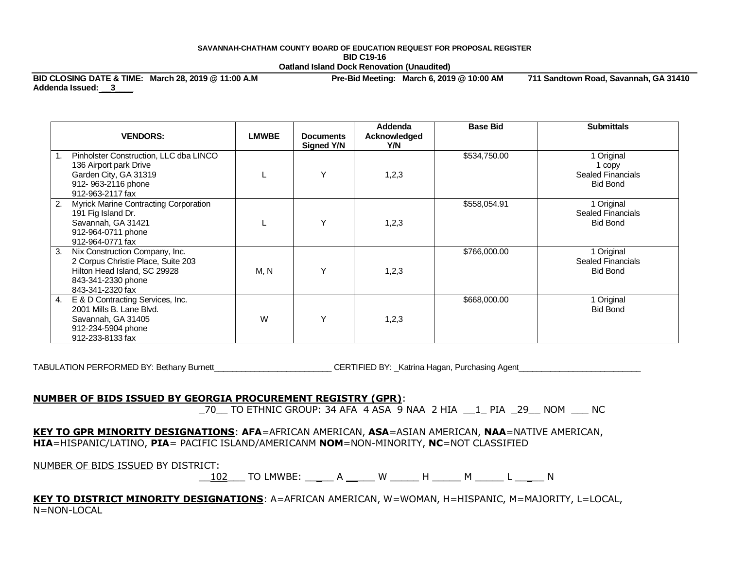**SAVANNAH-CHATHAM COUNTY BOARD OF EDUCATION REQUEST FOR PROPOSAL REGISTER**
**BID C19-16**
**Oatland Island Dock Renovation (Unaudited)**

**BID CLOSING DATE & TIME: March 28, 2019 @ 11:00 A.M** **Pre-Bid Meeting: March 6, 2019 @ 10:00 AM** **711 Sandtown Road, Savannah, GA 31410**
**Addenda Issued:\_\_3\_\_\_\_**

| VENDORS: | LMWBE | Documents Signed Y/N | Addenda Acknowledged Y/N | Base Bid | Submittals |
|---|---|---|---|---|---|
| 1. Pinholster Construction, LLC dba LINCO<br>136 Airport park Drive<br>Garden City, GA 31319<br>912- 963-2116 phone<br>912-963-2117 fax | L | Y | 1,2,3 | $534,750.00 | 1 Original<br>1 copy<br>Sealed Financials<br>Bid Bond |
| 2. Myrick Marine Contracting Corporation<br>191 Fig Island Dr.<br>Savannah, GA 31421<br>912-964-0711 phone<br>912-964-0771 fax | L | Y | 1,2,3 | $558,054.91 | 1 Original<br>Sealed Financials<br>Bid Bond |
| 3. Nix Construction Company, Inc.<br>2 Corpus Christie Place, Suite 203<br>Hilton Head Island, SC 29928<br>843-341-2330 phone<br>843-341-2320 fax | M, N | Y | 1,2,3 | $766,000.00 | 1 Original<br>Sealed Financials<br>Bid Bond |
| 4. E & D Contracting Services, Inc.<br>2001 Mills B. Lane Blvd.<br>Savannah, GA 31405<br>912-234-5904 phone<br>912-233-8133 fax | W | Y | 1,2,3 | $668,000.00 | 1 Original<br>Bid Bond |

TABULATION PERFORMED BY: Bethany Burnett\_\_\_\_\_\_\_\_\_\_\_\_\_\_\_\_\_\_\_\_\_\_\_\_\_ CERTIFIED BY: \_Katrina Hagan, Purchasing Agent\_\_\_\_\_\_\_\_\_\_\_\_\_\_\_\_\_\_\_\_\_\_\_\_\_\_

**NUMBER OF BIDS ISSUED BY GEORGIA PROCUREMENT REGISTRY (GPR)**:

\_70\_\_ TO ETHNIC GROUP: 34 AFA 4 ASA 9 NAA 2 HIA \_\_1\_ PIA \_29\_\_ NOM \_\_\_ NC

**KEY TO GPR MINORITY DESIGNATIONS**: **AFA**=AFRICAN AMERICAN, **ASA**=ASIAN AMERICAN, **NAA**=NATIVE AMERICAN, **HIA**=HISPANIC/LATINO, **PIA**= PACIFIC ISLAND/AMERICANM **NOM**=NON-MINORITY, **NC**=NOT CLASSIFIED

NUMBER OF BIDS ISSUED BY DISTRICT:

\_\_102\_\_\_ TO LMWBE: \_\_\_\_\_ A \_\_\_\_\_ W \_\_\_\_\_ H \_\_\_\_\_ M \_\_\_\_\_ L \_\_\_\_\_ N

**KEY TO DISTRICT MINORITY DESIGNATIONS**: A=AFRICAN AMERICAN, W=WOMAN, H=HISPANIC, M=MAJORITY, L=LOCAL, N=NON-LOCAL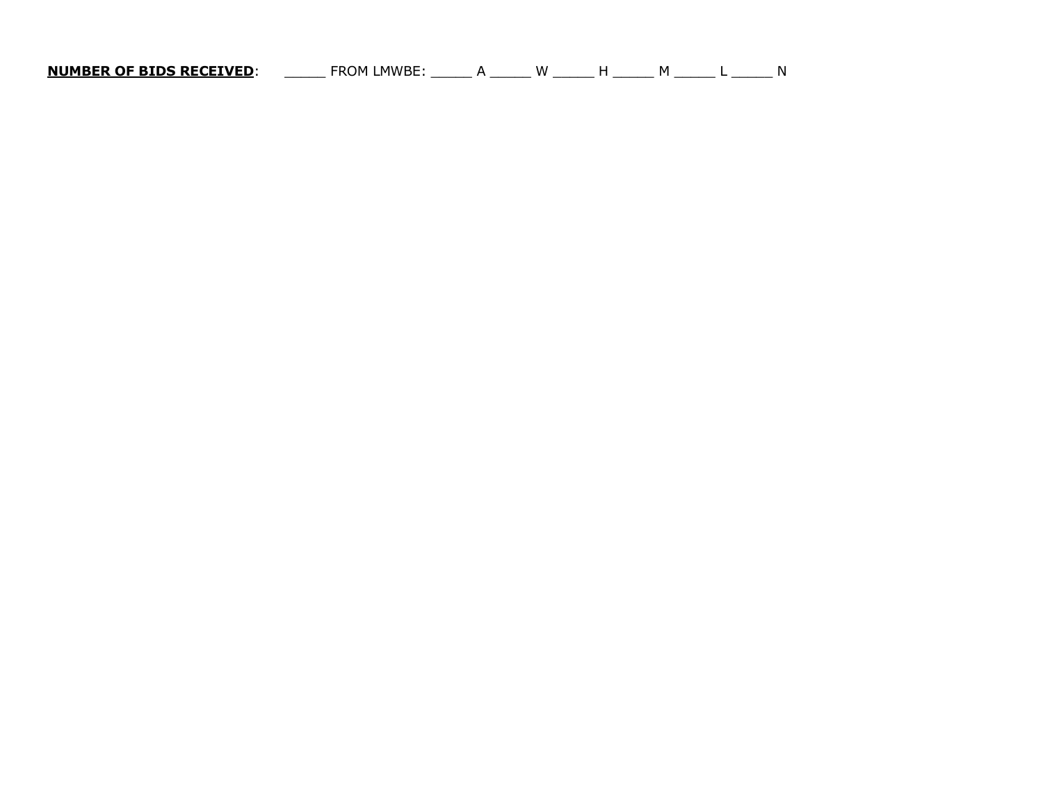**NUMBER OF BIDS RECEIVED**: _____ FROM LMWBE: _____ A _____ W _____ H _____ M _____ L _____ N